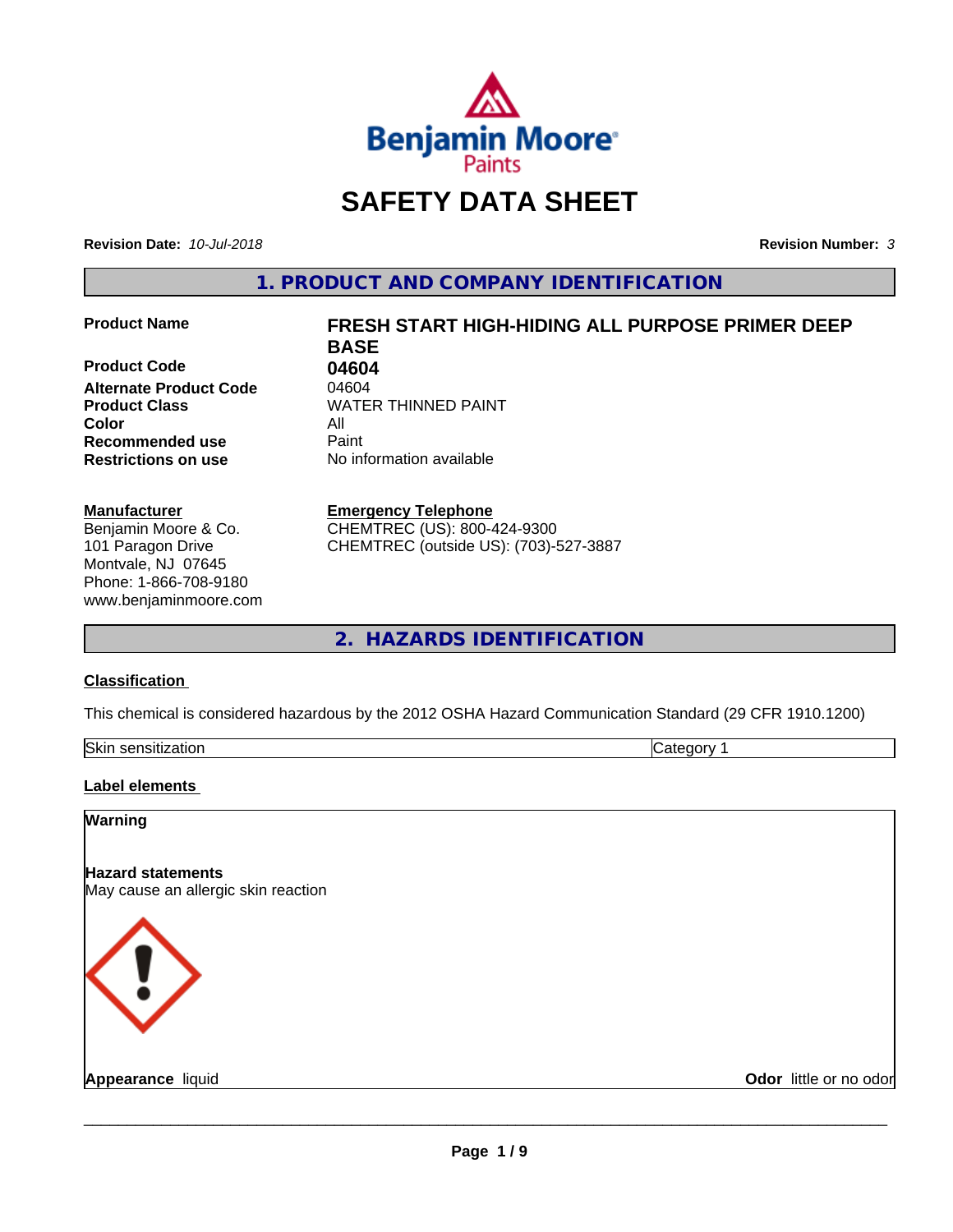# SAFETY DATA SHEET

**Revision Date:** *10-Jul-2018*

**Revision Number:** *3*

## 1. PRODUCT AND COMPANY IDENTIFICATION

| | |
|---|---|
| **Product Name** | **FRESH START HIGH-HIDING ALL PURPOSE PRIMER DEEP BASE** |
| **Product Code** | **04604** |
| **Alternate Product Code** | 04604 |
| **Product Class** | WATER THINNED PAINT |
| **Color** | All |
| **Recommended use** | Paint |
| **Restrictions on use** | No information available |

**Manufacturer**
Benjamin Moore & Co.
101 Paragon Drive
Montvale, NJ 07645
Phone: 1-866-708-9180
www.benjaminmoore.com

**Emergency Telephone**
CHEMTREC (US): 800-424-9300
CHEMTREC (outside US): (703)-527-3887

## 2. HAZARDS IDENTIFICATION

### Classification

This chemical is considered hazardous by the 2012 OSHA Hazard Communication Standard (29 CFR 1910.1200)

| | |
|---|---|
| Skin sensitization | Category 1 |

### Label elements

**Warning**

**Hazard statements**
May cause an allergic skin reaction

**Appearance** liquid

**Odor** little or no odor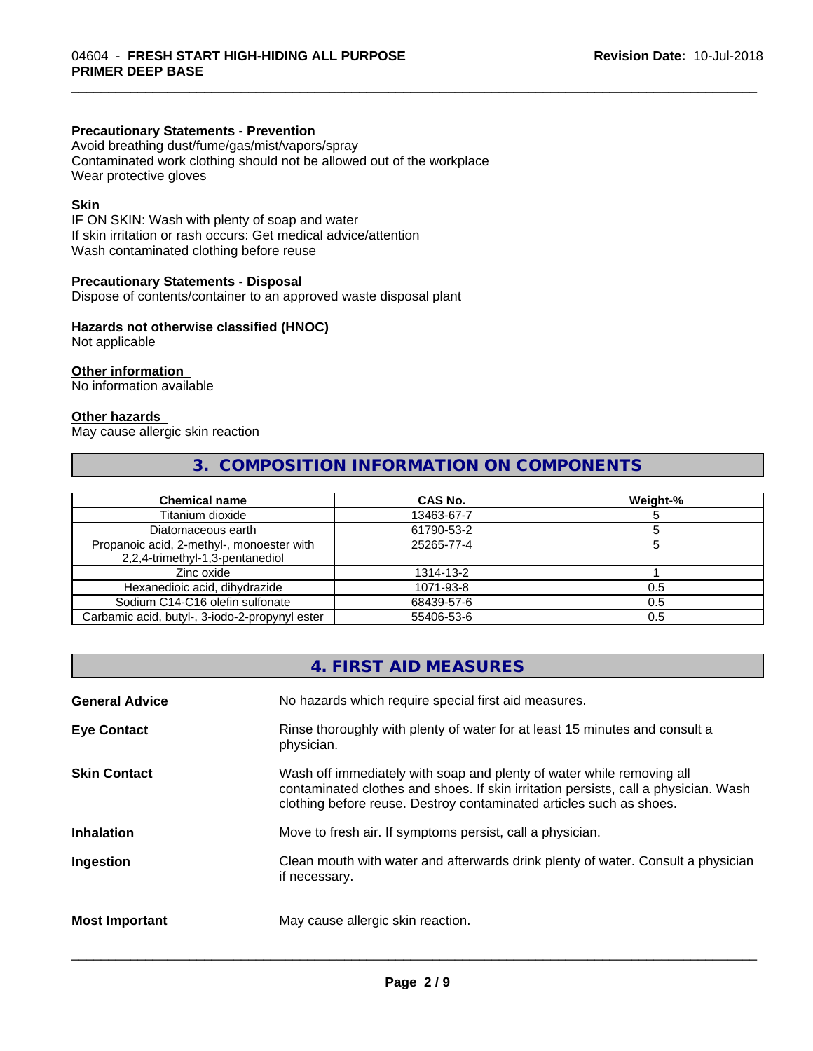#### Precautionary Statements - Prevention

Avoid breathing dust/fume/gas/mist/vapors/spray
Contaminated work clothing should not be allowed out of the workplace
Wear protective gloves

#### Skin

IF ON SKIN: Wash with plenty of soap and water
If skin irritation or rash occurs: Get medical advice/attention
Wash contaminated clothing before reuse

#### Precautionary Statements - Disposal

Dispose of contents/container to an approved waste disposal plant

#### Hazards not otherwise classified (HNOC)

Not applicable

#### Other information

No information available

#### Other hazards

May cause allergic skin reaction

## 3. COMPOSITION INFORMATION ON COMPONENTS

| Chemical name | CAS No. | Weight-% |
|---|---|---|
| Titanium dioxide | 13463-67-7 | 5 |
| Diatomaceous earth | 61790-53-2 | 5 |
| Propanoic acid, 2-methyl-, monoester with 2,2,4-trimethyl-1,3-pentanediol | 25265-77-4 | 5 |
| Zinc oxide | 1314-13-2 | 1 |
| Hexanedioic acid, dihydrazide | 1071-93-8 | 0.5 |
| Sodium C14-C16 olefin sulfonate | 68439-57-6 | 0.5 |
| Carbamic acid, butyl-, 3-iodo-2-propynyl ester | 55406-53-6 | 0.5 |

## 4. FIRST AID MEASURES

**General Advice** No hazards which require special first aid measures.

**Eye Contact** Rinse thoroughly with plenty of water for at least 15 minutes and consult a physician.

**Skin Contact** Wash off immediately with soap and plenty of water while removing all contaminated clothes and shoes. If skin irritation persists, call a physician. Wash clothing before reuse. Destroy contaminated articles such as shoes.

**Inhalation** Move to fresh air. If symptoms persist, call a physician.

**Ingestion** Clean mouth with water and afterwards drink plenty of water. Consult a physician if necessary.

**Most Important** May cause allergic skin reaction.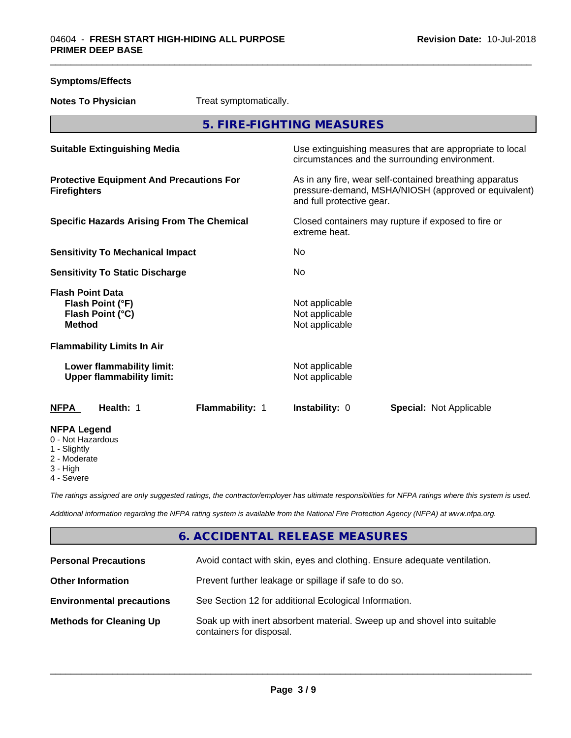**Symptoms/Effects**

| | |
|---|---|
| **Notes To Physician** | Treat symptomatically. |

## 5. FIRE-FIGHTING MEASURES

| | |
|---|---|
| **Suitable Extinguishing Media** | Use extinguishing measures that are appropriate to local circumstances and the surrounding environment. |
| **Protective Equipment And Precautions For Firefighters** | As in any fire, wear self-contained breathing apparatus pressure-demand, MSHA/NIOSH (approved or equivalent) and full protective gear. |
| **Specific Hazards Arising From The Chemical** | Closed containers may rupture if exposed to fire or extreme heat. |
| **Sensitivity To Mechanical Impact** | No |
| **Sensitivity To Static Discharge** | No |
| **Flash Point Data** | |
| **Flash Point (°F)** | Not applicable |
| **Flash Point (°C)** | Not applicable |
| **Method** | Not applicable |
| **Flammability Limits In Air** | |
| **Lower flammability limit:** | Not applicable |
| **Upper flammability limit:** | Not applicable |

| **NFPA** | **Health:** 1 | **Flammability:** 1 | **Instability:** 0 | **Special:** Not Applicable |
|---|---|---|---|---|

**NFPA Legend**
- 0 - Not Hazardous
- 1 - Slightly
- 2 - Moderate
- 3 - High
- 4 - Severe

*The ratings assigned are only suggested ratings, the contractor/employer has ultimate responsibilities for NFPA ratings where this system is used.*

*Additional information regarding the NFPA rating system is available from the National Fire Protection Agency (NFPA) at www.nfpa.org.*

## 6. ACCIDENTAL RELEASE MEASURES

| | |
|---|---|
| **Personal Precautions** | Avoid contact with skin, eyes and clothing. Ensure adequate ventilation. |
| **Other Information** | Prevent further leakage or spillage if safe to do so. |
| **Environmental precautions** | See Section 12 for additional Ecological Information. |
| **Methods for Cleaning Up** | Soak up with inert absorbent material. Sweep up and shovel into suitable containers for disposal. |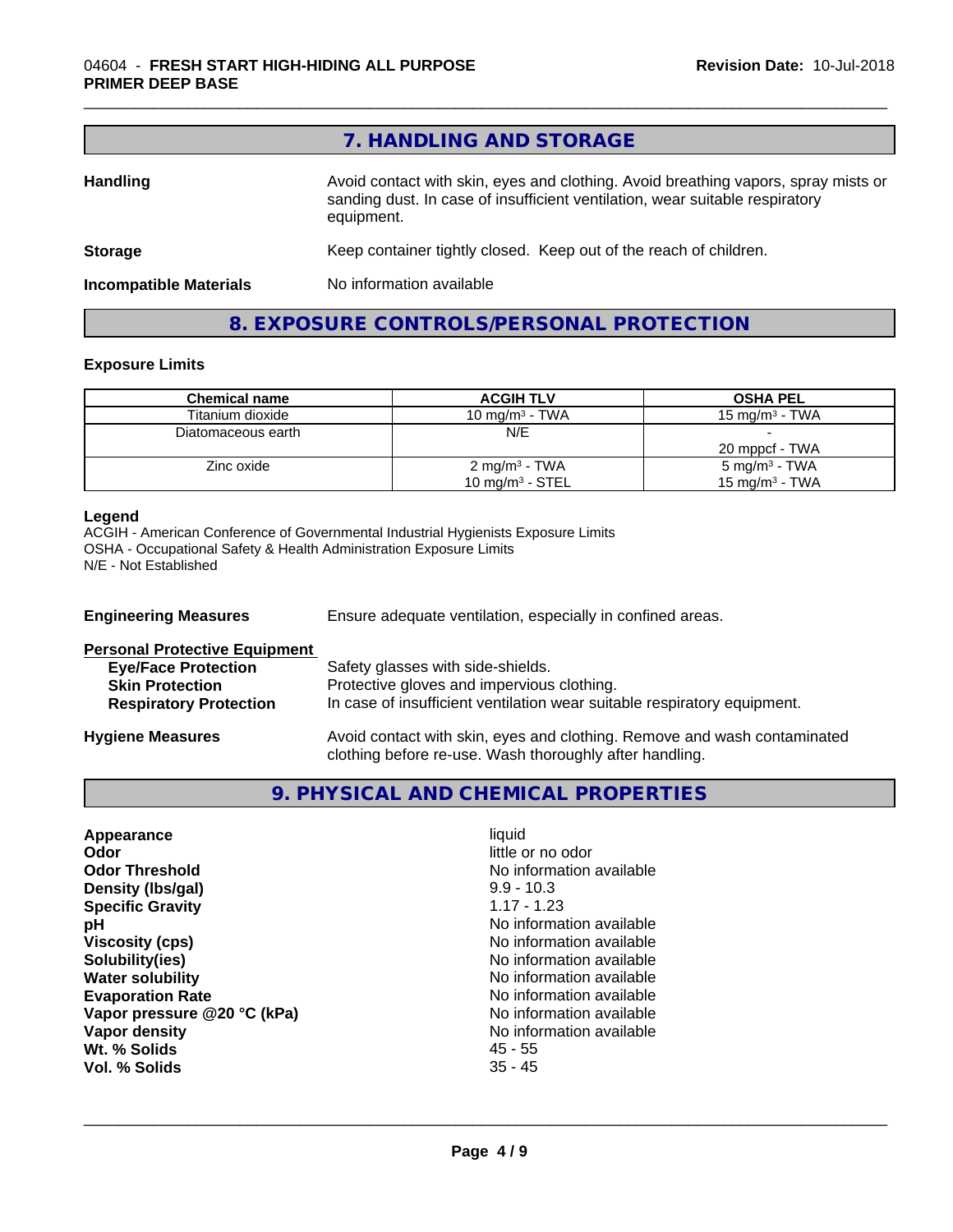## 7. HANDLING AND STORAGE

**Handling** Avoid contact with skin, eyes and clothing. Avoid breathing vapors, spray mists or sanding dust. In case of insufficient ventilation, wear suitable respiratory equipment.

**Storage** Keep container tightly closed. Keep out of the reach of children.

**Incompatible Materials** No information available

## 8. EXPOSURE CONTROLS/PERSONAL PROTECTION

### Exposure Limits

| Chemical name | ACGIH TLV | OSHA PEL |
|---|---|---|
| Titanium dioxide | 10 mg/m³ - TWA | 15 mg/m³ - TWA |
| Diatomaceous earth | N/E | -<br>20 mppcf - TWA |
| Zinc oxide | 2 mg/m³ - TWA<br>10 mg/m³ - STEL | 5 mg/m³ - TWA<br>15 mg/m³ - TWA |

**Legend**
ACGIH - American Conference of Governmental Industrial Hygienists Exposure Limits
OSHA - Occupational Safety & Health Administration Exposure Limits
N/E - Not Established

**Engineering Measures** Ensure adequate ventilation, especially in confined areas.

**Personal Protective Equipment**
- **Eye/Face Protection** Safety glasses with side-shields.
- **Skin Protection** Protective gloves and impervious clothing.
- **Respiratory Protection** In case of insufficient ventilation wear suitable respiratory equipment.

**Hygiene Measures** Avoid contact with skin, eyes and clothing. Remove and wash contaminated clothing before re-use. Wash thoroughly after handling.

## 9. PHYSICAL AND CHEMICAL PROPERTIES

| Property | Value |
|---|---|
| **Appearance** | liquid |
| **Odor** | little or no odor |
| **Odor Threshold** | No information available |
| **Density (lbs/gal)** | 9.9 - 10.3 |
| **Specific Gravity** | 1.17 - 1.23 |
| **pH** | No information available |
| **Viscosity (cps)** | No information available |
| **Solubility(ies)** | No information available |
| **Water solubility** | No information available |
| **Evaporation Rate** | No information available |
| **Vapor pressure @20 °C (kPa)** | No information available |
| **Vapor density** | No information available |
| **Wt. % Solids** | 45 - 55 |
| **Vol. % Solids** | 35 - 45 |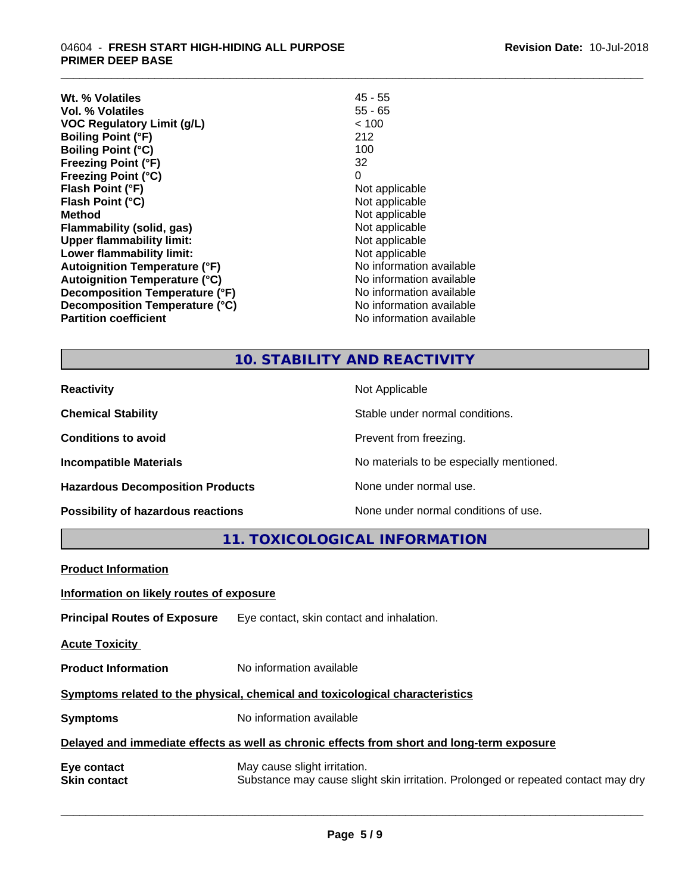| | |
|---|---|
| **Wt. % Volatiles** | 45 - 55 |
| **Vol. % Volatiles** | 55 - 65 |
| **VOC Regulatory Limit (g/L)** | < 100 |
| **Boiling Point (°F)** | 212 |
| **Boiling Point (°C)** | 100 |
| **Freezing Point (°F)** | 32 |
| **Freezing Point (°C)** | 0 |
| **Flash Point (°F)** | Not applicable |
| **Flash Point (°C)** | Not applicable |
| **Method** | Not applicable |
| **Flammability (solid, gas)** | Not applicable |
| **Upper flammability limit:** | Not applicable |
| **Lower flammability limit:** | Not applicable |
| **Autoignition Temperature (°F)** | No information available |
| **Autoignition Temperature (°C)** | No information available |
| **Decomposition Temperature (°F)** | No information available |
| **Decomposition Temperature (°C)** | No information available |
| **Partition coefficient** | No information available |

## 10. STABILITY AND REACTIVITY

| | |
|---|---|
| **Reactivity** | Not Applicable |
| **Chemical Stability** | Stable under normal conditions. |
| **Conditions to avoid** | Prevent from freezing. |
| **Incompatible Materials** | No materials to be especially mentioned. |
| **Hazardous Decomposition Products** | None under normal use. |
| **Possibility of hazardous reactions** | None under normal conditions of use. |

## 11. TOXICOLOGICAL INFORMATION

**Product Information**

**Information on likely routes of exposure**

**Principal Routes of Exposure** Eye contact, skin contact and inhalation.

**Acute Toxicity**

**Product Information** No information available

**Symptoms related to the physical, chemical and toxicological characteristics**

**Symptoms** No information available

**Delayed and immediate effects as well as chronic effects from short and long-term exposure**

**Eye contact** May cause slight irritation.

**Skin contact** Substance may cause slight skin irritation. Prolonged or repeated contact may dry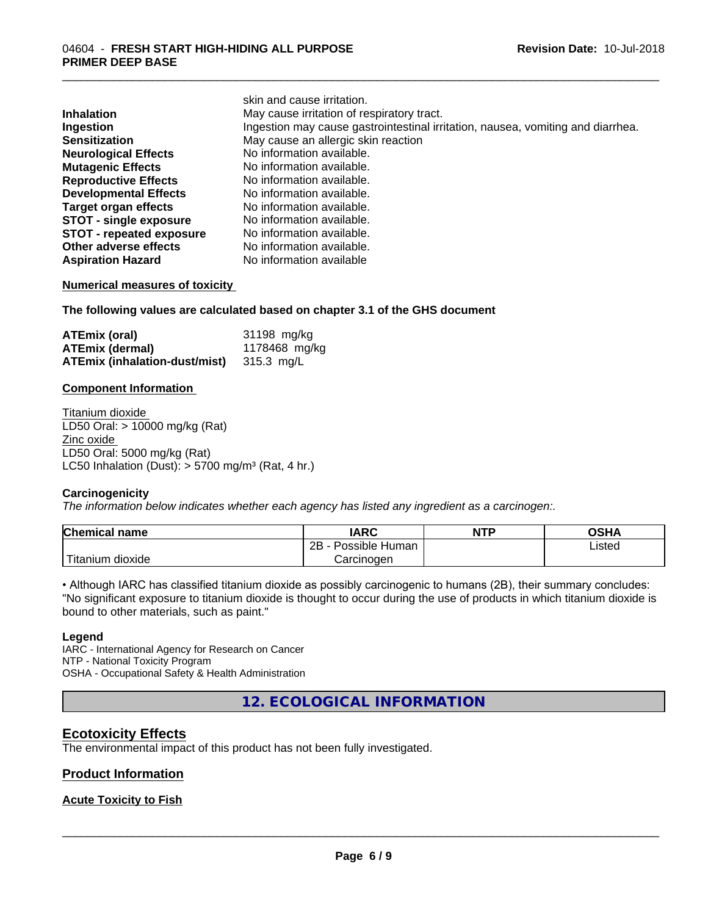skin and cause irritation.

| | |
|---|---|
| **Inhalation** | May cause irritation of respiratory tract. |
| **Ingestion** | Ingestion may cause gastrointestinal irritation, nausea, vomiting and diarrhea. |
| **Sensitization** | May cause an allergic skin reaction |
| **Neurological Effects** | No information available. |
| **Mutagenic Effects** | No information available. |
| **Reproductive Effects** | No information available. |
| **Developmental Effects** | No information available. |
| **Target organ effects** | No information available. |
| **STOT - single exposure** | No information available. |
| **STOT - repeated exposure** | No information available. |
| **Other adverse effects** | No information available. |
| **Aspiration Hazard** | No information available |

**Numerical measures of toxicity**

**The following values are calculated based on chapter 3.1 of the GHS document**

| | |
|---|---|
| **ATEmix (oral)** | 31198 mg/kg |
| **ATEmix (dermal)** | 1178468 mg/kg |
| **ATEmix (inhalation-dust/mist)** | 315.3 mg/L |

**Component Information**

Titanium dioxide
LD50 Oral: > 10000 mg/kg (Rat)
Zinc oxide
LD50 Oral: 5000 mg/kg (Rat)
LC50 Inhalation (Dust): > 5700 mg/m³ (Rat, 4 hr.)

**Carcinogenicity**

*The information below indicates whether each agency has listed any ingredient as a carcinogen:.*

| Chemical name | IARC | NTP | OSHA |
|---|---|---|---|
| Titanium dioxide | 2B - Possible Human Carcinogen | | Listed |

• Although IARC has classified titanium dioxide as possibly carcinogenic to humans (2B), their summary concludes: "No significant exposure to titanium dioxide is thought to occur during the use of products in which titanium dioxide is bound to other materials, such as paint."

**Legend**

IARC - International Agency for Research on Cancer
NTP - National Toxicity Program
OSHA - Occupational Safety & Health Administration

## 12. ECOLOGICAL INFORMATION

### Ecotoxicity Effects

The environmental impact of this product has not been fully investigated.

### Product Information

**Acute Toxicity to Fish**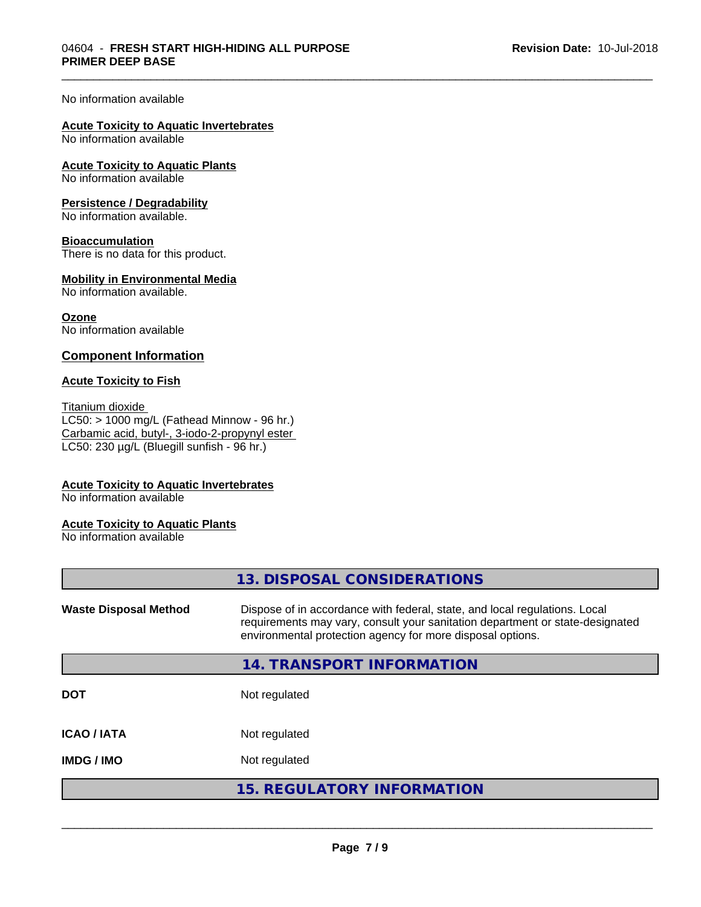No information available

**Acute Toxicity to Aquatic Invertebrates**
No information available

**Acute Toxicity to Aquatic Plants**
No information available

**Persistence / Degradability**
No information available.

**Bioaccumulation**
There is no data for this product.

**Mobility in Environmental Media**
No information available.

**Ozone**
No information available

## Component Information

**Acute Toxicity to Fish**

Titanium dioxide
LC50: > 1000 mg/L (Fathead Minnow - 96 hr.)
Carbamic acid, butyl-, 3-iodo-2-propynyl ester
LC50: 230 µg/L (Bluegill sunfish - 96 hr.)

**Acute Toxicity to Aquatic Invertebrates**
No information available

**Acute Toxicity to Aquatic Plants**
No information available

## 13. DISPOSAL CONSIDERATIONS

**Waste Disposal Method** Dispose of in accordance with federal, state, and local regulations. Local requirements may vary, consult your sanitation department or state-designated environmental protection agency for more disposal options.

## 14. TRANSPORT INFORMATION

| | |
|---|---|
| **DOT** | Not regulated |
| **ICAO / IATA** | Not regulated |
| **IMDG / IMO** | Not regulated |

## 15. REGULATORY INFORMATION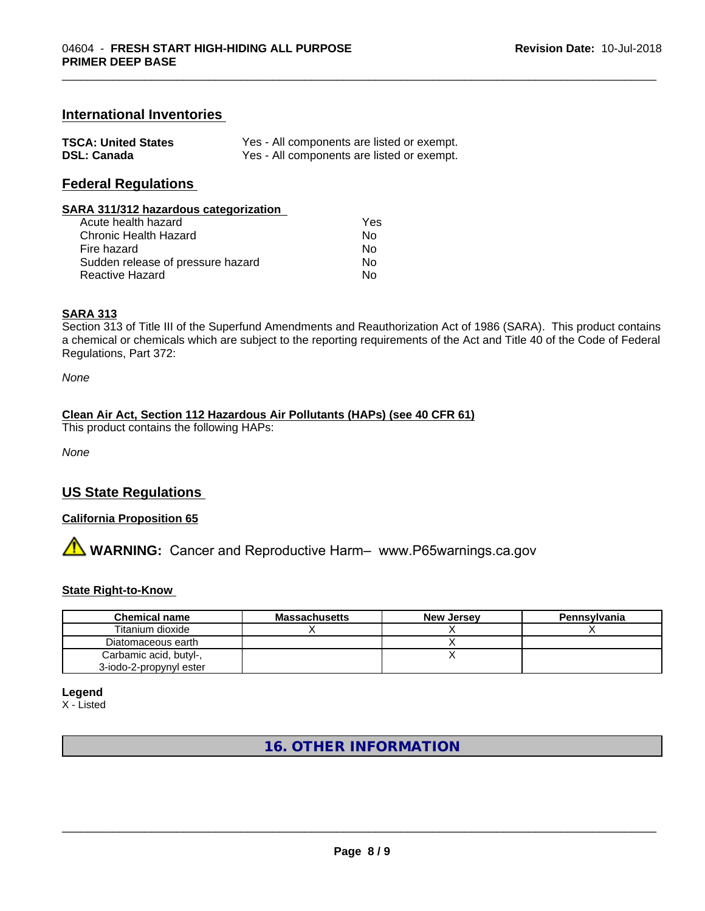## International Inventories

| | |
|---|---|
| **TSCA: United States** | Yes - All components are listed or exempt. |
| **DSL: Canada** | Yes - All components are listed or exempt. |

## Federal Regulations

**SARA 311/312 hazardous categorization**

| | |
|---|---|
| Acute health hazard | Yes |
| Chronic Health Hazard | No |
| Fire hazard | No |
| Sudden release of pressure hazard | No |
| Reactive Hazard | No |

**SARA 313**

Section 313 of Title III of the Superfund Amendments and Reauthorization Act of 1986 (SARA). This product contains a chemical or chemicals which are subject to the reporting requirements of the Act and Title 40 of the Code of Federal Regulations, Part 372:

*None*

**Clean Air Act, Section 112 Hazardous Air Pollutants (HAPs) (see 40 CFR 61)**

This product contains the following HAPs:

*None*

## US State Regulations

**California Proposition 65**

⚠ **WARNING:** Cancer and Reproductive Harm– www.P65warnings.ca.gov

**State Right-to-Know**

| Chemical name | Massachusetts | New Jersey | Pennsylvania |
|---|---|---|---|
| Titanium dioxide | X | X | X |
| Diatomaceous earth | | X | |
| Carbamic acid, butyl-, 3-iodo-2-propynyl ester | | X | |

**Legend**

X - Listed

## 16. OTHER INFORMATION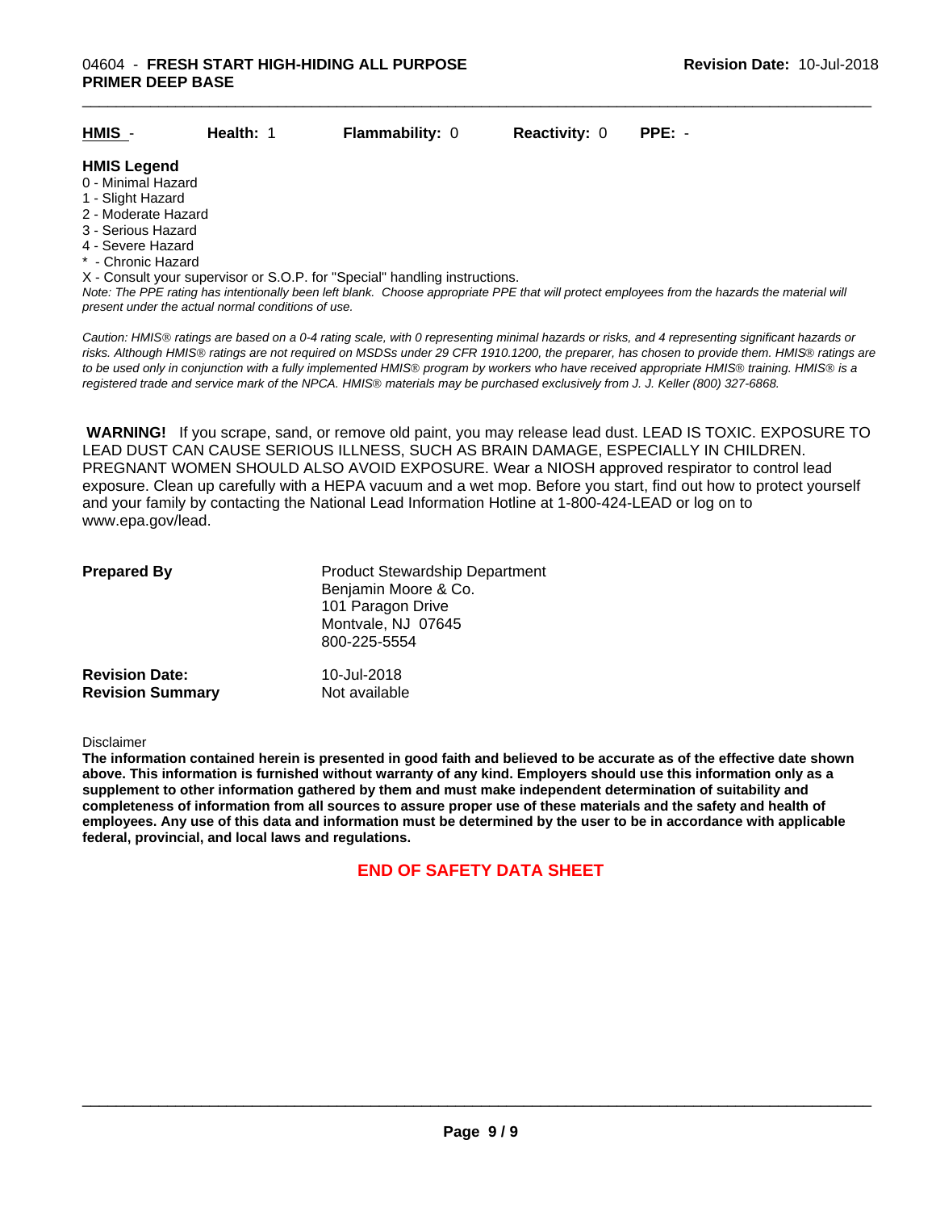| HMIS - | Health: 1 | Flammability: 0 | Reactivity: 0 | PPE: - |
| --- | --- | --- | --- | --- |

**HMIS Legend**

0 - Minimal Hazard
1 - Slight Hazard
2 - Moderate Hazard
3 - Serious Hazard
4 - Severe Hazard
* - Chronic Hazard
X - Consult your supervisor or S.O.P. for "Special" handling instructions.

*Note: The PPE rating has intentionally been left blank. Choose appropriate PPE that will protect employees from the hazards the material will present under the actual normal conditions of use.*

*Caution: HMIS® ratings are based on a 0-4 rating scale, with 0 representing minimal hazards or risks, and 4 representing significant hazards or risks. Although HMIS® ratings are not required on MSDSs under 29 CFR 1910.1200, the preparer, has chosen to provide them. HMIS® ratings are to be used only in conjunction with a fully implemented HMIS® program by workers who have received appropriate HMIS® training. HMIS® is a registered trade and service mark of the NPCA. HMIS® materials may be purchased exclusively from J. J. Keller (800) 327-6868.*

**WARNING!** If you scrape, sand, or remove old paint, you may release lead dust. LEAD IS TOXIC. EXPOSURE TO LEAD DUST CAN CAUSE SERIOUS ILLNESS, SUCH AS BRAIN DAMAGE, ESPECIALLY IN CHILDREN. PREGNANT WOMEN SHOULD ALSO AVOID EXPOSURE. Wear a NIOSH approved respirator to control lead exposure. Clean up carefully with a HEPA vacuum and a wet mop. Before you start, find out how to protect yourself and your family by contacting the National Lead Information Hotline at 1-800-424-LEAD or log on to www.epa.gov/lead.

| | |
| --- | --- |
| **Prepared By** | Product Stewardship Department<br>Benjamin Moore & Co.<br>101 Paragon Drive<br>Montvale, NJ 07645<br>800-225-5554 |
| **Revision Date:** | 10-Jul-2018 |
| **Revision Summary** | Not available |

Disclaimer

**The information contained herein is presented in good faith and believed to be accurate as of the effective date shown above. This information is furnished without warranty of any kind. Employers should use this information only as a supplement to other information gathered by them and must make independent determination of suitability and completeness of information from all sources to assure proper use of these materials and the safety and health of employees. Any use of this data and information must be determined by the user to be in accordance with applicable federal, provincial, and local laws and regulations.**

**END OF SAFETY DATA SHEET**